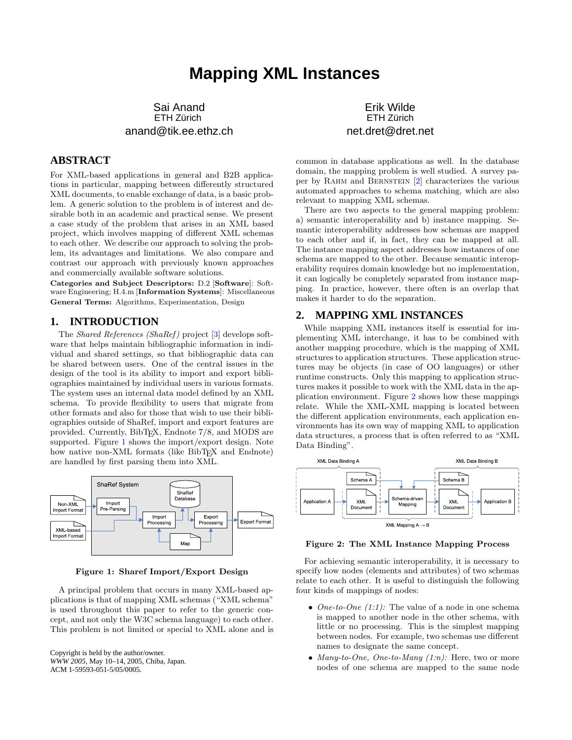# Mapping XML Instances

Sai Anand
ETH Zürich
anand@tik.ee.ethz.ch

Erik Wilde
ETH Zürich
net.dret@dret.net

## ABSTRACT

For XML-based applications in general and B2B applications in particular, mapping between differently structured XML documents, to enable exchange of data, is a basic problem. A generic solution to the problem is of interest and desirable both in an academic and practical sense. We present a case study of the problem that arises in an XML based project, which involves mapping of different XML schemas to each other. We describe our approach to solving the problem, its advantages and limitations. We also compare and contrast our approach with previously known approaches and commercially available software solutions.

**Categories and Subject Descriptors:** D.2 [**Software**]: Software Engineering; H.4.m [**Information Systems**]: Miscellaneous

**General Terms:** Algorithms, Experimentation, Design

## 1. INTRODUCTION

The *Shared References (ShaRef)* project [3] develops software that helps maintain bibliographic information in individual and shared settings, so that bibliographic data can be shared between users. One of the central issues in the design of the tool is its ability to import and export bibliographies maintained by individual users in various formats. The system uses an internal data model defined by an XML schema. To provide flexibility to users that migrate from other formats and also for those that wish to use their bibliographies outside of ShaRef, import and export features are provided. Currently, BibTeX, Endnote 7/8, and MODS are supported. Figure 1 shows the import/export design. Note how native non-XML formats (like BibTeX and Endnote) are handled by first parsing them into XML.

**Figure 1: Sharef Import/Export Design**

A principal problem that occurs in many XML-based applications is that of mapping XML schemas ("XML schema" is used throughout this paper to refer to the generic concept, and not only the W3C schema language) to each other. This problem is not limited or special to XML alone and is common in database applications as well. In the database domain, the mapping problem is well studied. A survey paper by Rahm and Bernstein [2] characterizes the various automated approaches to schema matching, which are also relevant to mapping XML schemas.

There are two aspects to the general mapping problem: a) semantic interoperability and b) instance mapping. Semantic interoperability addresses how schemas are mapped to each other and if, in fact, they can be mapped at all. The instance mapping aspect addresses how instances of one schema are mapped to the other. Because semantic interoperability requires domain knowledge but no implementation, it can logically be completely separated from instance mapping. In practice, however, there often is an overlap that makes it harder to do the separation.

## 2. MAPPING XML INSTANCES

While mapping XML instances itself is essential for implementing XML interchange, it has to be combined with another mapping procedure, which is the mapping of XML structures to application structures. These application structures may be objects (in case of OO languages) or other runtime constructs. Only this mapping to application structures makes it possible to work with the XML data in the application environment. Figure 2 shows how these mappings relate. While the XML-XML mapping is located between the different application environments, each application environment has its own way of mapping XML to application data structures, a process that is often referred to as "XML Data Binding".

**Figure 2: The XML Instance Mapping Process**

For achieving semantic interoperability, it is necessary to specify how nodes (elements and attributes) of two schemas relate to each other. It is useful to distinguish the following four kinds of mappings of nodes:

- *One-to-One (1:1):* The value of a node in one schema is mapped to another node in the other schema, with little or no processing. This is the simplest mapping between nodes. For example, two schemas use different names to designate the same concept.
- *Many-to-One, One-to-Many (1:n):* Here, two or more nodes of one schema are mapped to the same node

Copyright is held by the author/owner.
*WWW 2005,* May 10–14, 2005, Chiba, Japan.
ACM 1-59593-051-5/05/0005.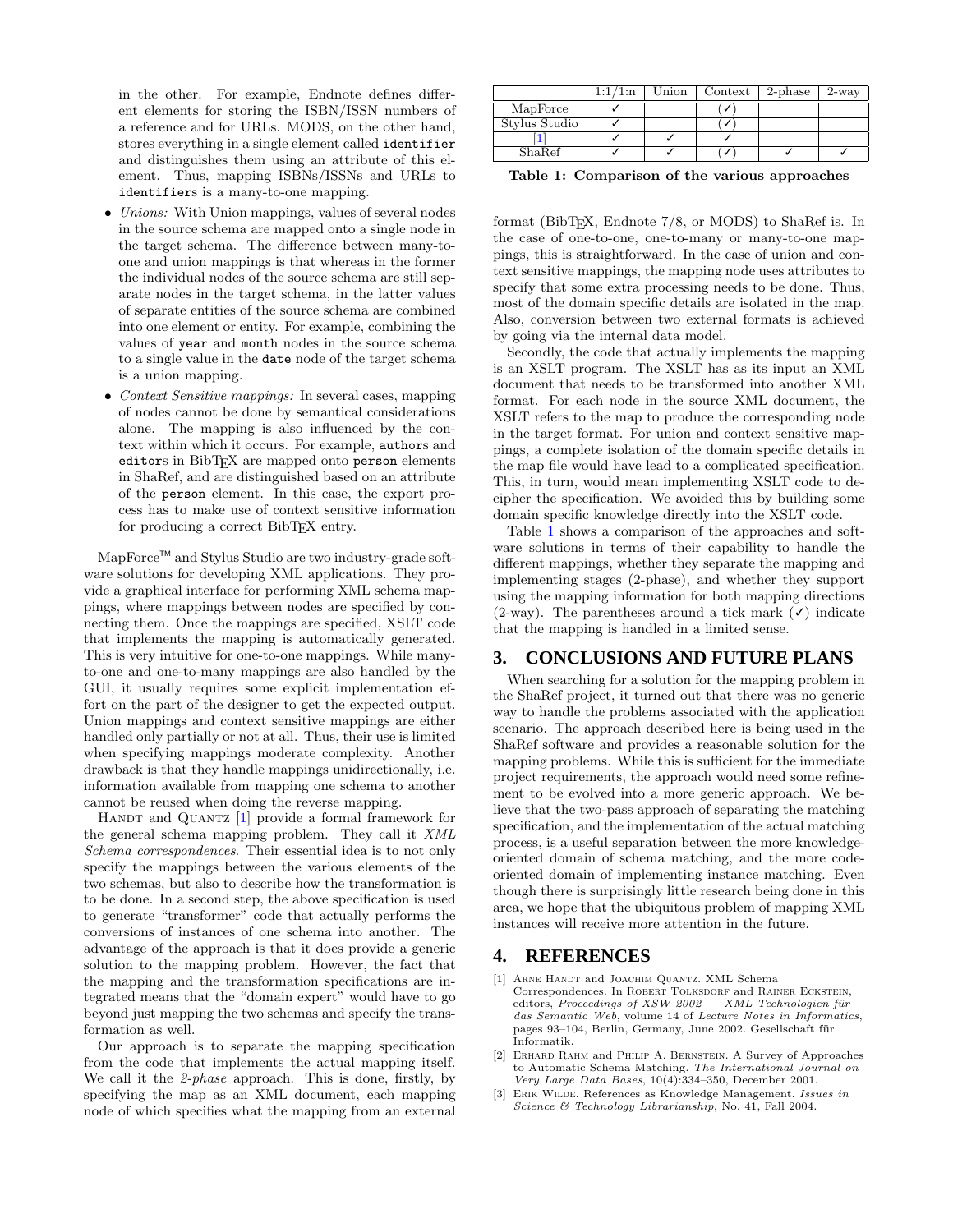in the other. For example, Endnote defines different elements for storing the ISBN/ISSN numbers of a reference and for URLs. MODS, on the other hand, stores everything in a single element called `identifier` and distinguishes them using an attribute of this element. Thus, mapping ISBNs/ISSNs and URLs to `identifier`s is a many-to-one mapping.

- *Unions:* With Union mappings, values of several nodes in the source schema are mapped onto a single node in the target schema. The difference between many-to-one and union mappings is that whereas in the former the individual nodes of the source schema are still separate nodes in the target schema, in the latter values of separate entities of the source schema are combined into one element or entity. For example, combining the values of `year` and `month` nodes in the source schema to a single value in the `date` node of the target schema is a union mapping.
- *Context Sensitive mappings:* In several cases, mapping of nodes cannot be done by semantical considerations alone. The mapping is also influenced by the context within which it occurs. For example, `author`s and `editor`s in BibTEX are mapped onto `person` elements in ShaRef, and are distinguished based on an attribute of the `person` element. In this case, the export process has to make use of context sensitive information for producing a correct BibTEX entry.

MapForce™ and Stylus Studio are two industry-grade software solutions for developing XML applications. They provide a graphical interface for performing XML schema mappings, where mappings between nodes are specified by connecting them. Once the mappings are specified, XSLT code that implements the mapping is automatically generated. This is very intuitive for one-to-one mappings. While many-to-one and one-to-many mappings are also handled by the GUI, it usually requires some explicit implementation effort on the part of the designer to get the expected output. Union mappings and context sensitive mappings are either handled only partially or not at all. Thus, their use is limited when specifying mappings moderate complexity. Another drawback is that they handle mappings unidirectionally, i.e. information available from mapping one schema to another cannot be reused when doing the reverse mapping.

Handt and Quantz [1] provide a formal framework for the general schema mapping problem. They call it *XML Schema correspondences*. Their essential idea is to not only specify the mappings between the various elements of the two schemas, but also to describe how the transformation is to be done. In a second step, the above specification is used to generate "transformer" code that actually performs the conversions of instances of one schema into another. The advantage of the approach is that it does provide a generic solution to the mapping problem. However, the fact that the mapping and the transformation specifications are integrated means that the "domain expert" would have to go beyond just mapping the two schemas and specify the transformation as well.

Our approach is to separate the mapping specification from the code that implements the actual mapping itself. We call it the *2-phase* approach. This is done, firstly, by specifying the map as an XML document, each mapping node of which specifies what the mapping from an external format (BibTEX, Endnote 7/8, or MODS) to ShaRef is. In the case of one-to-one, one-to-many or many-to-one mappings, this is straightforward. In the case of union and context sensitive mappings, the mapping node uses attributes to specify that some extra processing needs to be done. Thus, most of the domain specific details are isolated in the map. Also, conversion between two external formats is achieved by going via the internal data model.

| | 1:1/1:n | Union | Context | 2-phase | 2-way |
|---|---|---|---|---|---|
| MapForce | ✓ | | (✓) | | |
| Stylus Studio | ✓ | | (✓) | | |
| [1] | ✓ | ✓ | ✓ | | |
| ShaRef | ✓ | ✓ | (✓) | ✓ | ✓ |

**Table 1: Comparison of the various approaches**

Secondly, the code that actually implements the mapping is an XSLT program. The XSLT has as its input an XML document that needs to be transformed into another XML format. For each node in the source XML document, the XSLT refers to the map to produce the corresponding node in the target format. For union and context sensitive mappings, a complete isolation of the domain specific details in the map file would have lead to a complicated specification. This, in turn, would mean implementing XSLT code to decipher the specification. We avoided this by building some domain specific knowledge directly into the XSLT code.

Table 1 shows a comparison of the approaches and software solutions in terms of their capability to handle the different mappings, whether they separate the mapping and implementing stages (2-phase), and whether they support using the mapping information for both mapping directions (2-way). The parentheses around a tick mark (✓) indicate that the mapping is handled in a limited sense.

## 3. CONCLUSIONS AND FUTURE PLANS

When searching for a solution for the mapping problem in the ShaRef project, it turned out that there was no generic way to handle the problems associated with the application scenario. The approach described here is being used in the ShaRef software and provides a reasonable solution for the mapping problems. While this is sufficient for the immediate project requirements, the approach would need some refinement to be evolved into a more generic approach. We believe that the two-pass approach of separating the matching specification, and the implementation of the actual matching process, is a useful separation between the more knowledge-oriented domain of schema matching, and the more code-oriented domain of implementing instance matching. Even though there is surprisingly little research being done in this area, we hope that the ubiquitous problem of mapping XML instances will receive more attention in the future.

## 4. REFERENCES

[1] Arne Handt and Joachim Quantz. XML Schema Correspondences. In Robert Tolksdorf and Rainer Eckstein, editors, *Proceedings of XSW 2002 — XML Technologien für das Semantic Web*, volume 14 of *Lecture Notes in Informatics*, pages 93–104, Berlin, Germany, June 2002. Gesellschaft für Informatik.

[2] Erhard Rahm and Philip A. Bernstein. A Survey of Approaches to Automatic Schema Matching. *The International Journal on Very Large Data Bases*, 10(4):334–350, December 2001.

[3] Erik Wilde. References as Knowledge Management. *Issues in Science & Technology Librarianship*, No. 41, Fall 2004.